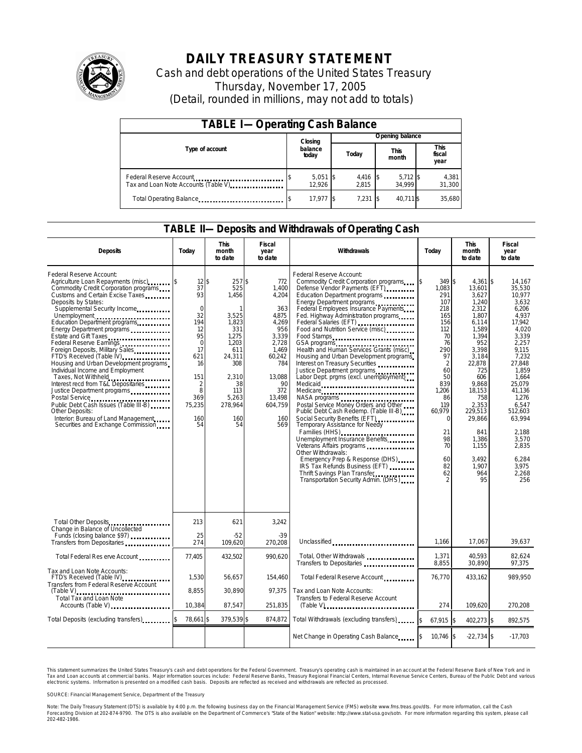# DAILY TREASURY STATEMENT

Cash and debt operations of the United States Treasury

Thursday, November 17, 2005

(Detail, rounded in millions, may not add to totals)

## TABLE I—Operating Cash Balance

| Type of account | Closing balance today | Opening balance Today | Opening balance This month | Opening balance This fiscal year |
|---|---|---|---|---|
| Federal Reserve Account | $ 5,051 | $ 4,416 | $ 5,712 | $ 4,381 |
| Tax and Loan Note Accounts (Table V) | 12,926 | 2,815 | 34,999 | 31,300 |
| Total Operating Balance | $ 17,977 | $ 7,231 | $ 40,711 | $ 35,680 |

## TABLE II—Deposits and Withdrawals of Operating Cash

| Deposits | Today | This month to date | Fiscal year to date | Withdrawals | Today | This month to date | Fiscal year to date |
|---|---|---|---|---|---|---|---|
| Federal Reserve Account: | | | | Federal Reserve Account: | | | |
| Agriculture Loan Repayments (misc) | $ 12 | $ 257 | $ 772 | Commodity Credit Corporation programs | $ 349 | $ 4,361 | $ 14,167 |
| Commodity Credit Corporation programs | 37 | 525 | 1,400 | Defense Vendor Payments (EFT) | 1,083 | 13,601 | 35,530 |
| Customs and Certain Excise Taxes | 93 | 1,456 | 4,204 | Education Department programs | 291 | 3,627 | 10,977 |
| Deposits by States: | | | | Energy Department programs | 107 | 1,240 | 3,632 |
| Supplemental Security Income | 0 | 1 | 363 | Federal Employees Insurance Payments | 218 | 2,312 | 6,206 |
| Unemployment | 32 | 3,525 | 4,875 | Fed. Highway Administration programs | 165 | 1,807 | 4,937 |
| Education Department programs | 194 | 1,823 | 4,269 | Federal Salaries (EFT) | 156 | 6,114 | 17,942 |
| Energy Department programs | 12 | 331 | 956 | Food and Nutrition Service (misc) | 112 | 1,589 | 4,020 |
| Estate and Gift Taxes | 95 | 1,275 | 3,339 | Food Stamps | 70 | 1,394 | 3,339 |
| Federal Reserve Earnings | 0 | 1,203 | 2,728 | GSA programs | 76 | 952 | 2,257 |
| Foreign Deposits, Military Sales | 17 | 611 | 1,469 | Health and Human Services Grants (misc) | 290 | 3,398 | 9,115 |
| FTD's Received (Table IV) | 621 | 24,311 | 60,242 | Housing and Urban Development programs | 97 | 3,184 | 7,232 |
| Housing and Urban Development programs | 16 | 308 | 784 | Interest on Treasury Securities | 2 | 22,878 | 27,848 |
| Individual Income and Employment Taxes, Not Withheld | 151 | 2,310 | 13,088 | Justice Department programs | 60 | 725 | 1,859 |
| Interest recd from T&L Depositaries | 2 | 38 | 90 | Labor Dept. prgms (excl. unemployment) | 50 | 606 | 1,664 |
| Justice Department programs | 8 | 113 | 372 | Medicaid | 839 | 9,868 | 25,079 |
| Postal Service | 369 | 5,263 | 13,498 | Medicare | 1,206 | 18,153 | 41,136 |
| Public Debt Cash Issues (Table III-B) | 75,235 | 278,964 | 604,759 | NASA programs | 86 | 758 | 1,276 |
| Other Deposits: | | | | Postal Service Money Orders and Other | 119 | 2,353 | 6,547 |
| Interior: Bureau of Land Management | 160 | 160 | 160 | Public Debt Cash Redemp. (Table III-B) | 60,979 | 229,513 | 512,603 |
| Securities and Exchange Commission | 54 | 54 | 569 | Social Security Benefits (EFT) | 0 | 29,866 | 63,994 |
| | | | | Temporary Assistance for Needy Families (HHS) | 21 | 841 | 2,188 |
| | | | | Unemployment Insurance Benefits | 98 | 1,386 | 3,570 |
| | | | | Veterans Affairs programs | 70 | 1,155 | 2,835 |
| | | | | Other Withdrawals: | | | |
| | | | | Emergency Prep & Response (DHS) | 60 | 3,492 | 6,284 |
| | | | | IRS Tax Refunds Business (EFT) | 82 | 1,907 | 3,975 |
| | | | | Thrift Savings Plan Transfer | 62 | 964 | 2,268 |
| | | | | Transportation Security Admin. (DHS) | 2 | 95 | 256 |
| Total Other Deposits | 213 | 621 | 3,242 | | | | |
| Change in Balance of Uncollected Funds (closing balance $97) | 25 | -52 | -39 | | | | |
| Transfers from Depositaries | 274 | 109,620 | 270,208 | Unclassified | 1,166 | 17,067 | 39,637 |
| Total Federal Reserve Account | 77,405 | 432,502 | 990,620 | Total, Other Withdrawals | 1,371 | 40,593 | 82,624 |
| | | | | Transfers to Depositaries | 8,855 | 30,890 | 97,375 |
| Tax and Loan Note Accounts: | | | | | | | |
| FTD's Received (Table IV) | 1,530 | 56,657 | 154,460 | Total Federal Reserve Account | 76,770 | 433,162 | 989,950 |
| Transfers from Federal Reserve Account (Table V) | 8,855 | 30,890 | 97,375 | Tax and Loan Note Accounts: | | | |
| Total Tax and Loan Note Accounts (Table V) | 10,384 | 87,547 | 251,835 | Transfers to Federal Reserve Account (Table V) | 274 | 109,620 | 270,208 |
| Total Deposits (excluding transfers) | $ 78,661 | $ 379,539 | $ 874,872 | Total Withdrawals (excluding transfers) | $ 67,915 | $ 402,273 | $ 892,575 |
| | | | | Net Change in Operating Cash Balance | $ 10,746 | $ -22,734 | $ -17,703 |

This statement summarizes the United States Treasury's cash and debt operations for the Federal Government. Treasury's operating cash is maintained in an account at the Federal Reserve Bank of New York and in Tax and Loan accounts at commercial banks. Major information sources include: Federal Reserve Banks, Treasury Regional Financial Centers, Internal Revenue Service Centers, Bureau of the Public Debt and various electronic systems. Information is presented on a modified cash basis. Deposits are reflected as received and withdrawals are reflected as processed.

SOURCE: Financial Management Service, Department of the Treasury

Note: The Daily Treasury Statement (DTS) is available by 4:00 p.m. the following business day on the Financial Management Service (FMS) website www.fms.treas.gov/dts. For more information, call the Cash Forecasting Division at 202-874-9790. The DTS is also available on the Department of Commerce's "State of the Nation" website: http://www.stat-usa.gov/sotn. For more information regarding this system, please call 202-482-1986.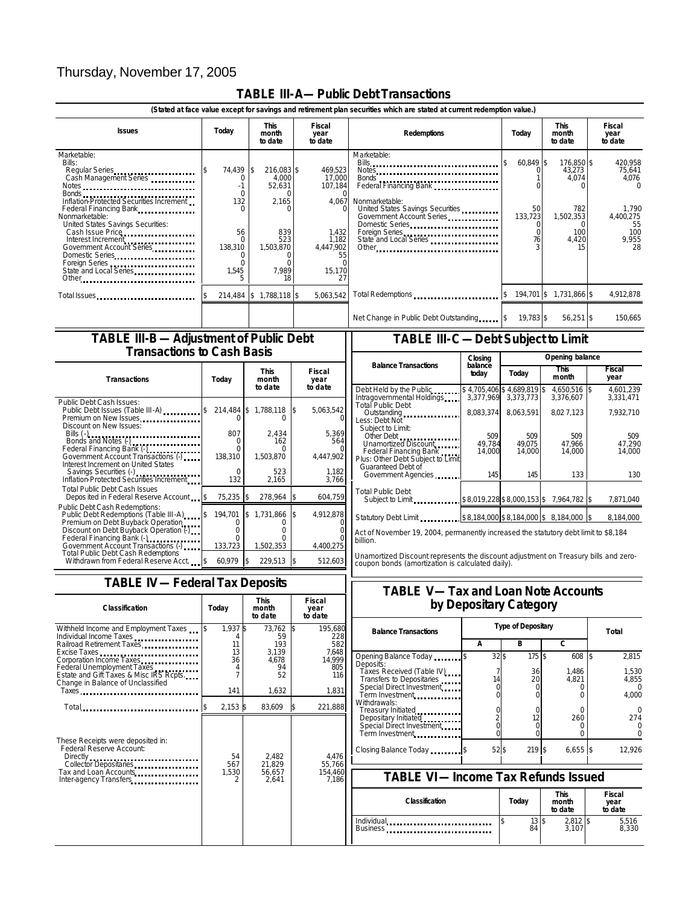Thursday, November 17, 2005

## TABLE III-A — Public Debt Transactions

(Stated at face value except for savings and retirement plan securities which are stated at current redemption value.)

| Issues | Today | This month to date | Fiscal year to date | Redemptions | Today | This month to date | Fiscal year to date |
|---|---|---|---|---|---|---|---|
| Marketable: | | | | Marketable: | | | |
| Bills: | | | | Bills | $ 60,849 | $ 176,850 | $ 420,958 |
| Regular Series | $ 74,439 | $ 216,083 | $ 469,523 | Notes | 0 | 43,273 | 75,641 |
| Cash Management Series | 0 | 4,000 | 17,000 | Bonds | 1 | 4,074 | 4,076 |
| Notes | -1 | 52,631 | 107,184 | Federal Financing Bank | 0 | 0 | 0 |
| Bonds | 0 | 0 | 0 | | | | |
| Inflation-Protected Securities Increment | 132 | 2,165 | 4,067 | Nonmarketable: | | | |
| Federal Financing Bank | 0 | 0 | 0 | United States Savings Securities | 50 | 782 | 1,790 |
| Nonmarketable: | | | | Government Account Series | 133,723 | 1,502,353 | 4,400,275 |
| United States Savings Securities: | | | | Domestic Series | 0 | 0 | 55 |
| Cash Issue Price | 56 | 839 | 1,432 | Foreign Series | 0 | 100 | 100 |
| Interest Increment | 0 | 523 | 1,182 | State and Local Series | 76 | 4,420 | 9,955 |
| Government Account Series | 138,310 | 1,503,870 | 4,447,902 | Other | 3 | 15 | 28 |
| Domestic Series | 0 | 0 | 55 | | | | |
| Foreign Series | 0 | 0 | 0 | | | | |
| State and Local Series | 1,545 | 7,989 | 15,170 | | | | |
| Other | 5 | 18 | 27 | | | | |
| Total Issues | $ 214,484 | $ 1,788,118 | $ 5,063,542 | Total Redemptions | $ 194,701 | $ 1,731,866 | $ 4,912,878 |
| | | | | Net Change in Public Debt Outstanding | $ 19,783 | $ 56,251 | $ 150,665 |

## TABLE III-B — Adjustment of Public Debt Transactions to Cash Basis

| Transactions | Today | This month to date | Fiscal year to date |
|---|---|---|---|
| Public Debt Cash Issues: | | | |
| Public Debt Issues (Table III-A) | $ 214,484 | $ 1,788,118 | $ 5,063,542 |
| Premium on New Issues | 0 | 0 | 0 |
| Discount on New Issues: | | | |
| Bills (-) | 807 | 2,434 | 5,369 |
| Bonds and Notes (-) | 0 | 162 | 564 |
| Federal Financing Bank (-) | 0 | 0 | 0 |
| Government Account Transactions (-) | 138,310 | 1,503,870 | 4,447,902 |
| Interest Increment on United States Savings Securities (-) | 0 | 523 | 1,182 |
| Inflation-Protected Securities Increment | 132 | 2,165 | 3,766 |
| Total Public Debt Cash Issues Deposited in Federal Reserve Account | $ 75,235 | $ 278,964 | $ 604,759 |
| Public Debt Cash Redemptions: | | | |
| Public Debt Redemptions (Table III-A) | $ 194,701 | $ 1,731,866 | $ 4,912,878 |
| Premium on Debt Buyback Operation | 0 | 0 | 0 |
| Discount on Debt Buyback Operation (-) | 0 | 0 | 0 |
| Federal Financing Bank (-) | 0 | 0 | 0 |
| Government Account Transactions (-) | 133,723 | 1,502,353 | 4,400,275 |
| Total Public Debt Cash Redemptions Withdrawn from Federal Reserve Acct. | $ 60,979 | $ 229,513 | $ 512,603 |

## TABLE III-C — Debt Subject to Limit

| Balance Transactions | Closing balance today | Opening balance Today | Opening balance This month | Opening balance Fiscal year |
|---|---|---|---|---|
| Debt Held by the Public | $ 4,705,406 | $ 4,689,819 | $ 4,650,516 | $ 4,601,239 |
| Intragovernmental Holdings | 3,377,969 | 3,373,773 | 3,376,607 | 3,331,471 |
| Total Public Debt Outstanding | 8,083,374 | 8,063,591 | 8,027,123 | 7,932,710 |
| Less: Debt Not Subject to Limit: | | | | |
| Other Debt | 509 | 509 | 509 | 509 |
| Unamortized Discount | 49,784 | 49,075 | 47,966 | 47,290 |
| Federal Financing Bank | 14,000 | 14,000 | 14,000 | 14,000 |
| Plus: Other Debt Subject to Limit | | | | |
| Guaranteed Debt of Government Agencies | 145 | 145 | 133 | 130 |
| Total Public Debt Subject to Limit | $ 8,019,228 | $ 8,000,153 | $ 7,964,782 | $ 7,871,040 |
| Statutory Debt Limit | $ 8,184,000 | $ 8,184,000 | $ 8,184,000 | $ 8,184,000 |

Act of November 19, 2004, permanently increased the statutory debt limit to $8,184 billion.

Unamortized Discount represents the discount adjustment on Treasury bills and zero-coupon bonds (amortization is calculated daily).

## TABLE IV — Federal Tax Deposits

| Classification | Today | This month to date | Fiscal year to date |
|---|---|---|---|
| Withheld Income and Employment Taxes | $ 1,937 | $ 73,762 | $ 195,680 |
| Individual Income Taxes | 4 | 59 | 228 |
| Railroad Retirement Taxes | 11 | 193 | 582 |
| Excise Taxes | 13 | 3,139 | 7,648 |
| Corporation Income Taxes | 36 | 4,678 | 14,999 |
| Federal Unemployment Taxes | 4 | 94 | 805 |
| Estate and Gift Taxes & Misc IRS Rcpts. | 7 | 52 | 116 |
| Change in Balance of Unclassified Taxes | 141 | 1,632 | 1,831 |
| Total | $ 2,153 | $ 83,609 | $ 221,888 |
| These Receipts were deposited in: | | | |
| Federal Reserve Account: | | | |
| Directly | 54 | 2,482 | 4,476 |
| Collector Depositaries | 567 | 21,829 | 55,766 |
| Tax and Loan Accounts | 1,530 | 56,657 | 154,460 |
| Inter-agency Transfers | 2 | 2,641 | 7,186 |

## TABLE V — Tax and Loan Note Accounts by Depositary Category

| Balance Transactions | Type of Depositary A | Type of Depositary B | Type of Depositary C | Total |
|---|---|---|---|---|
| Opening Balance Today | $ 32 | $ 175 | $ 608 | $ 2,815 |
| Deposits: | | | | |
| Taxes Received (Table IV) | 7 | 36 | 1,486 | 1,530 |
| Transfers to Depositaries | 14 | 20 | 4,821 | 4,855 |
| Special Direct Investment | 0 | 0 | 0 | 0 |
| Term Investment | 0 | 0 | 0 | 4,000 |
| Withdrawals: | | | | |
| Treasury Initiated | 0 | 0 | 0 | 0 |
| Depositary Initiated | 2 | 12 | 260 | 274 |
| Special Direct Investment | 0 | 0 | 0 | 0 |
| Term Investment | 0 | 0 | 0 | 0 |
| Closing Balance Today | $ 52 | $ 219 | $ 6,655 | $ 12,926 |

## TABLE VI — Income Tax Refunds Issued

| Classification | Today | This month to date | Fiscal year to date |
|---|---|---|---|
| Individual | $ 13 | $ 2,812 | $ 5,516 |
| Business | 84 | 3,107 | 8,330 |